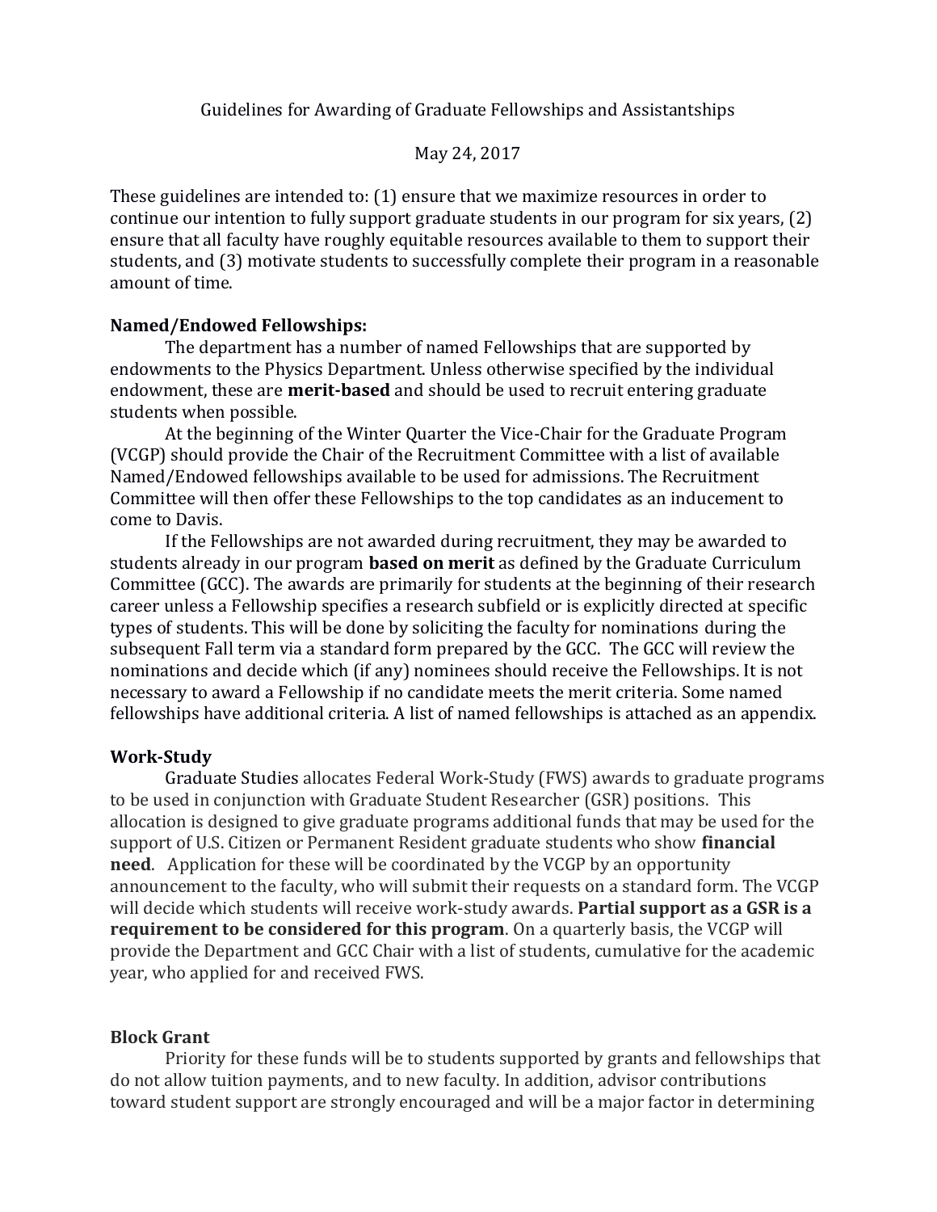Guidelines for Awarding of Graduate Fellowships and Assistantships

May 24, 2017

These guidelines are intended to: (1) ensure that we maximize resources in order to continue our intention to fully support graduate students in our program for six years, (2) ensure that all faculty have roughly equitable resources available to them to support their students, and (3) motivate students to successfully complete their program in a reasonable amount of time.

**Named/Endowed Fellowships:**

The department has a number of named Fellowships that are supported by endowments to the Physics Department. Unless otherwise specified by the individual endowment, these are **merit-based** and should be used to recruit entering graduate students when possible.

At the beginning of the Winter Quarter the Vice-Chair for the Graduate Program (VCGP) should provide the Chair of the Recruitment Committee with a list of available Named/Endowed fellowships available to be used for admissions. The Recruitment Committee will then offer these Fellowships to the top candidates as an inducement to come to Davis.

If the Fellowships are not awarded during recruitment, they may be awarded to students already in our program **based on merit** as defined by the Graduate Curriculum Committee (GCC). The awards are primarily for students at the beginning of their research career unless a Fellowship specifies a research subfield or is explicitly directed at specific types of students. This will be done by soliciting the faculty for nominations during the subsequent Fall term via a standard form prepared by the GCC. The GCC will review the nominations and decide which (if any) nominees should receive the Fellowships. It is not necessary to award a Fellowship if no candidate meets the merit criteria. Some named fellowships have additional criteria. A list of named fellowships is attached as an appendix.

**Work-Study**

Graduate Studies allocates Federal Work-Study (FWS) awards to graduate programs to be used in conjunction with Graduate Student Researcher (GSR) positions. This allocation is designed to give graduate programs additional funds that may be used for the support of U.S. Citizen or Permanent Resident graduate students who show **financial need**. Application for these will be coordinated by the VCGP by an opportunity announcement to the faculty, who will submit their requests on a standard form. The VCGP will decide which students will receive work-study awards. **Partial support as a GSR is a requirement to be considered for this program**. On a quarterly basis, the VCGP will provide the Department and GCC Chair with a list of students, cumulative for the academic year, who applied for and received FWS.

**Block Grant**

Priority for these funds will be to students supported by grants and fellowships that do not allow tuition payments, and to new faculty. In addition, advisor contributions toward student support are strongly encouraged and will be a major factor in determining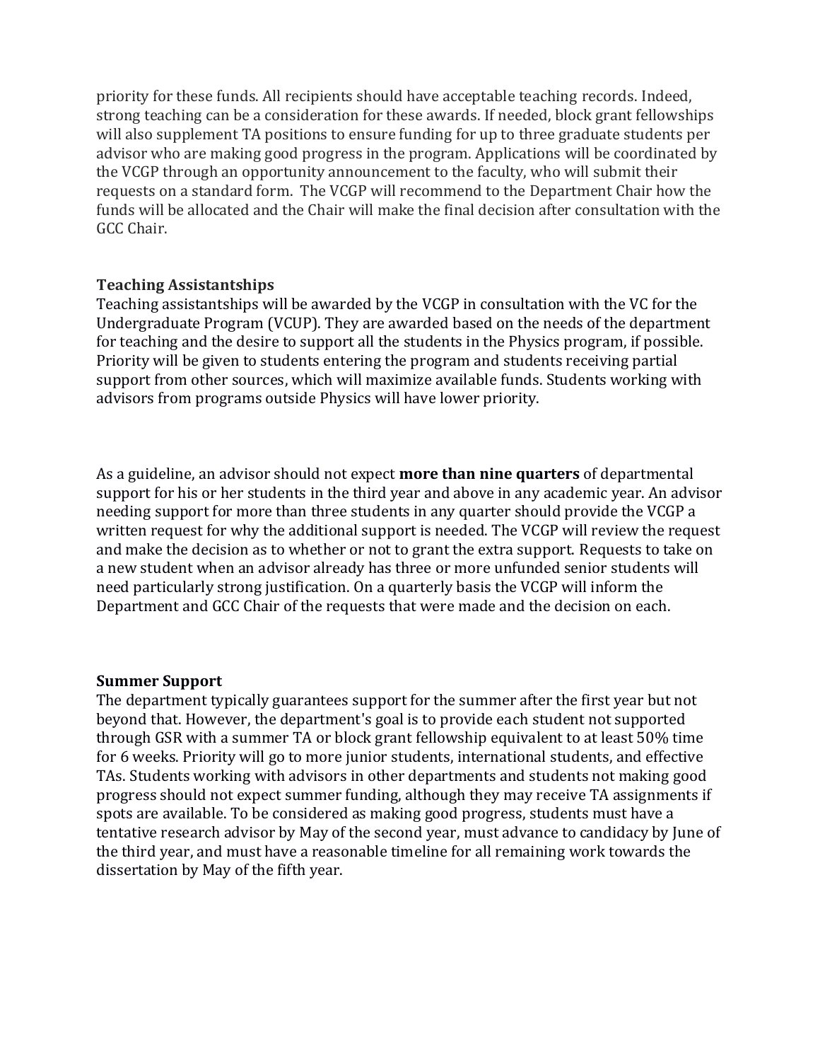priority for these funds. All recipients should have acceptable teaching records. Indeed, strong teaching can be a consideration for these awards. If needed, block grant fellowships will also supplement TA positions to ensure funding for up to three graduate students per advisor who are making good progress in the program. Applications will be coordinated by the VCGP through an opportunity announcement to the faculty, who will submit their requests on a standard form. The VCGP will recommend to the Department Chair how the funds will be allocated and the Chair will make the final decision after consultation with the GCC Chair.

**Teaching Assistantships**

Teaching assistantships will be awarded by the VCGP in consultation with the VC for the Undergraduate Program (VCUP). They are awarded based on the needs of the department for teaching and the desire to support all the students in the Physics program, if possible. Priority will be given to students entering the program and students receiving partial support from other sources, which will maximize available funds. Students working with advisors from programs outside Physics will have lower priority.

As a guideline, an advisor should not expect **more than nine quarters** of departmental support for his or her students in the third year and above in any academic year. An advisor needing support for more than three students in any quarter should provide the VCGP a written request for why the additional support is needed. The VCGP will review the request and make the decision as to whether or not to grant the extra support. Requests to take on a new student when an advisor already has three or more unfunded senior students will need particularly strong justification. On a quarterly basis the VCGP will inform the Department and GCC Chair of the requests that were made and the decision on each.

**Summer Support**

The department typically guarantees support for the summer after the first year but not beyond that. However, the department's goal is to provide each student not supported through GSR with a summer TA or block grant fellowship equivalent to at least 50% time for 6 weeks. Priority will go to more junior students, international students, and effective TAs. Students working with advisors in other departments and students not making good progress should not expect summer funding, although they may receive TA assignments if spots are available. To be considered as making good progress, students must have a tentative research advisor by May of the second year, must advance to candidacy by June of the third year, and must have a reasonable timeline for all remaining work towards the dissertation by May of the fifth year.